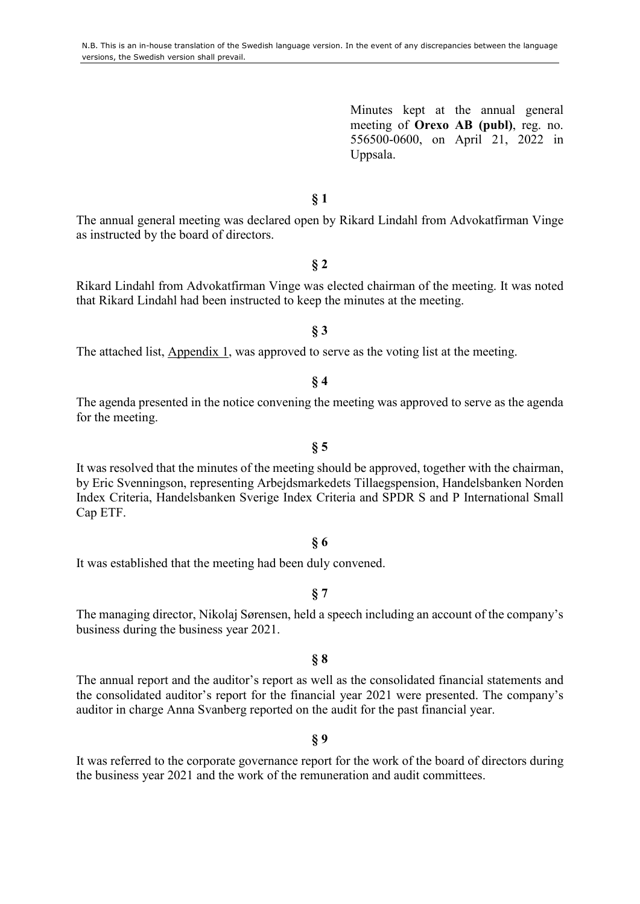N.B. This is an in-house translation of the Swedish language version. In the event of any discrepancies between the language versions, the Swedish version shall prevail.

Minutes kept at the annual general meeting of **Orexo AB (publ)**, reg. no. 556500-0600, on April 21, 2022 in Uppsala.

**§ 1**

The annual general meeting was declared open by Rikard Lindahl from Advokatfirman Vinge as instructed by the board of directors.

**§ 2**

Rikard Lindahl from Advokatfirman Vinge was elected chairman of the meeting. It was noted that Rikard Lindahl had been instructed to keep the minutes at the meeting.

**§ 3**

The attached list, Appendix 1, was approved to serve as the voting list at the meeting.

**§ 4**

The agenda presented in the notice convening the meeting was approved to serve as the agenda for the meeting.

**§ 5**

It was resolved that the minutes of the meeting should be approved, together with the chairman, by Eric Svenningson, representing Arbejdsmarkedets Tillaegspension, Handelsbanken Norden Index Criteria, Handelsbanken Sverige Index Criteria and SPDR S and P International Small Cap ETF.

**§ 6**

It was established that the meeting had been duly convened.

**§ 7**

The managing director, Nikolaj Sørensen, held a speech including an account of the company's business during the business year 2021.

**§ 8**

The annual report and the auditor's report as well as the consolidated financial statements and the consolidated auditor's report for the financial year 2021 were presented. The company's auditor in charge Anna Svanberg reported on the audit for the past financial year.

**§ 9**

It was referred to the corporate governance report for the work of the board of directors during the business year 2021 and the work of the remuneration and audit committees.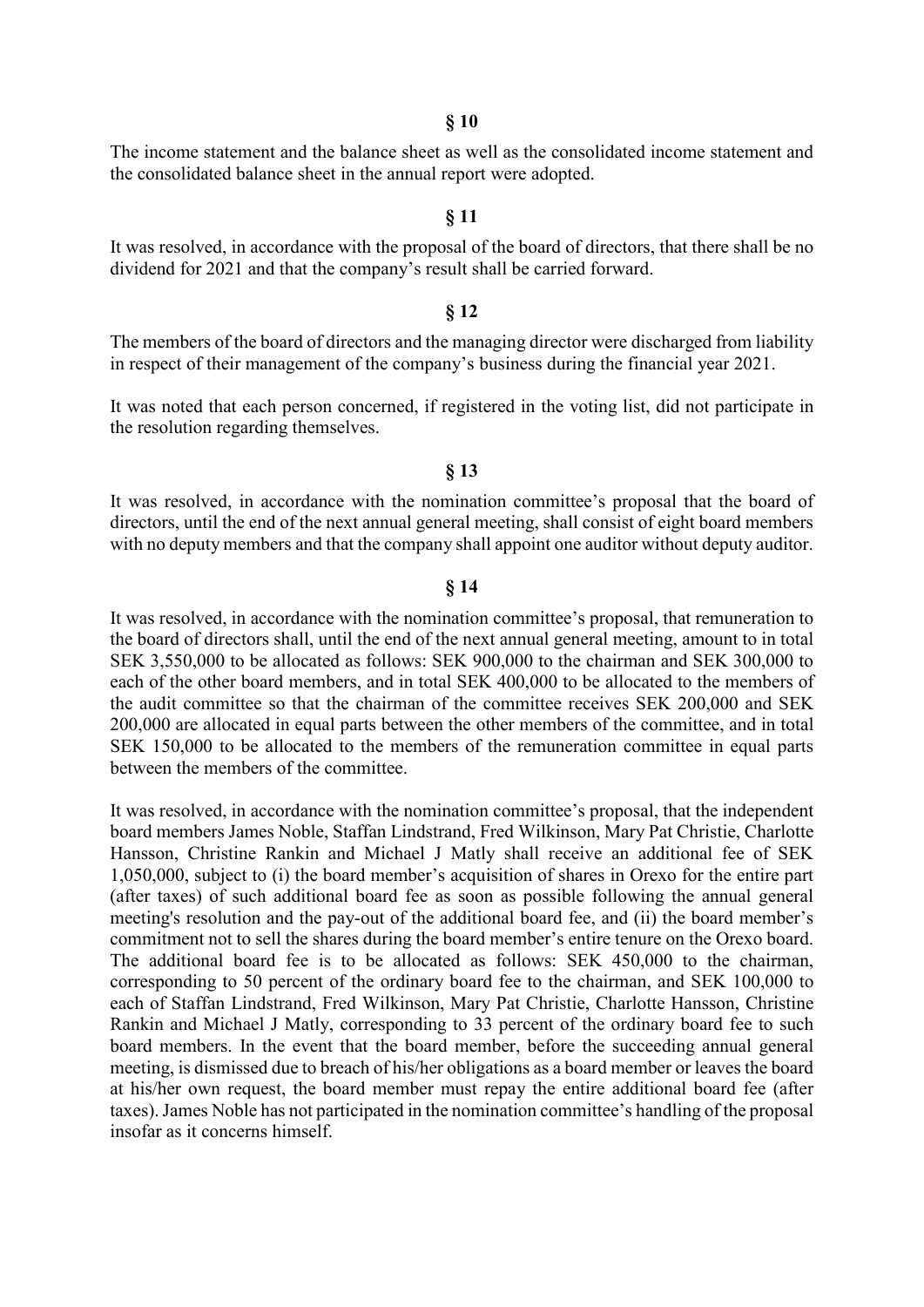**§ 10**

The income statement and the balance sheet as well as the consolidated income statement and the consolidated balance sheet in the annual report were adopted.

**§ 11**

It was resolved, in accordance with the proposal of the board of directors, that there shall be no dividend for 2021 and that the company's result shall be carried forward.

**§ 12**

The members of the board of directors and the managing director were discharged from liability in respect of their management of the company's business during the financial year 2021.

It was noted that each person concerned, if registered in the voting list, did not participate in the resolution regarding themselves.

**§ 13**

It was resolved, in accordance with the nomination committee's proposal that the board of directors, until the end of the next annual general meeting, shall consist of eight board members with no deputy members and that the company shall appoint one auditor without deputy auditor.

**§ 14**

It was resolved, in accordance with the nomination committee's proposal, that remuneration to the board of directors shall, until the end of the next annual general meeting, amount to in total SEK 3,550,000 to be allocated as follows: SEK 900,000 to the chairman and SEK 300,000 to each of the other board members, and in total SEK 400,000 to be allocated to the members of the audit committee so that the chairman of the committee receives SEK 200,000 and SEK 200,000 are allocated in equal parts between the other members of the committee, and in total SEK 150,000 to be allocated to the members of the remuneration committee in equal parts between the members of the committee.

It was resolved, in accordance with the nomination committee's proposal, that the independent board members James Noble, Staffan Lindstrand, Fred Wilkinson, Mary Pat Christie, Charlotte Hansson, Christine Rankin and Michael J Matly shall receive an additional fee of SEK 1,050,000, subject to (i) the board member's acquisition of shares in Orexo for the entire part (after taxes) of such additional board fee as soon as possible following the annual general meeting's resolution and the pay-out of the additional board fee, and (ii) the board member's commitment not to sell the shares during the board member's entire tenure on the Orexo board. The additional board fee is to be allocated as follows: SEK 450,000 to the chairman, corresponding to 50 percent of the ordinary board fee to the chairman, and SEK 100,000 to each of Staffan Lindstrand, Fred Wilkinson, Mary Pat Christie, Charlotte Hansson, Christine Rankin and Michael J Matly, corresponding to 33 percent of the ordinary board fee to such board members. In the event that the board member, before the succeeding annual general meeting, is dismissed due to breach of his/her obligations as a board member or leaves the board at his/her own request, the board member must repay the entire additional board fee (after taxes). James Noble has not participated in the nomination committee's handling of the proposal insofar as it concerns himself.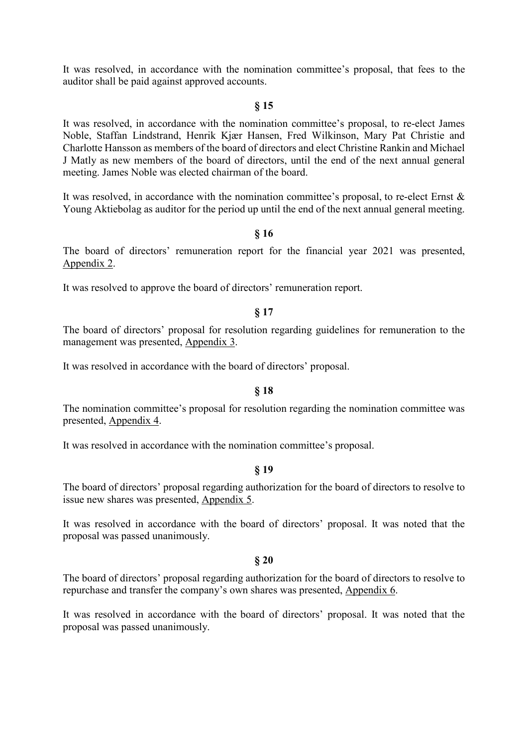It was resolved, in accordance with the nomination committee's proposal, that fees to the auditor shall be paid against approved accounts.

**§ 15**

It was resolved, in accordance with the nomination committee's proposal, to re-elect James Noble, Staffan Lindstrand, Henrik Kjær Hansen, Fred Wilkinson, Mary Pat Christie and Charlotte Hansson as members of the board of directors and elect Christine Rankin and Michael J Matly as new members of the board of directors, until the end of the next annual general meeting. James Noble was elected chairman of the board.

It was resolved, in accordance with the nomination committee's proposal, to re-elect Ernst & Young Aktiebolag as auditor for the period up until the end of the next annual general meeting.

**§ 16**

The board of directors' remuneration report for the financial year 2021 was presented, Appendix 2.

It was resolved to approve the board of directors' remuneration report.

**§ 17**

The board of directors' proposal for resolution regarding guidelines for remuneration to the management was presented, Appendix 3.

It was resolved in accordance with the board of directors' proposal.

**§ 18**

The nomination committee's proposal for resolution regarding the nomination committee was presented, Appendix 4.

It was resolved in accordance with the nomination committee's proposal.

**§ 19**

The board of directors' proposal regarding authorization for the board of directors to resolve to issue new shares was presented, Appendix 5.

It was resolved in accordance with the board of directors' proposal. It was noted that the proposal was passed unanimously.

**§ 20**

The board of directors' proposal regarding authorization for the board of directors to resolve to repurchase and transfer the company's own shares was presented, Appendix 6.

It was resolved in accordance with the board of directors' proposal. It was noted that the proposal was passed unanimously.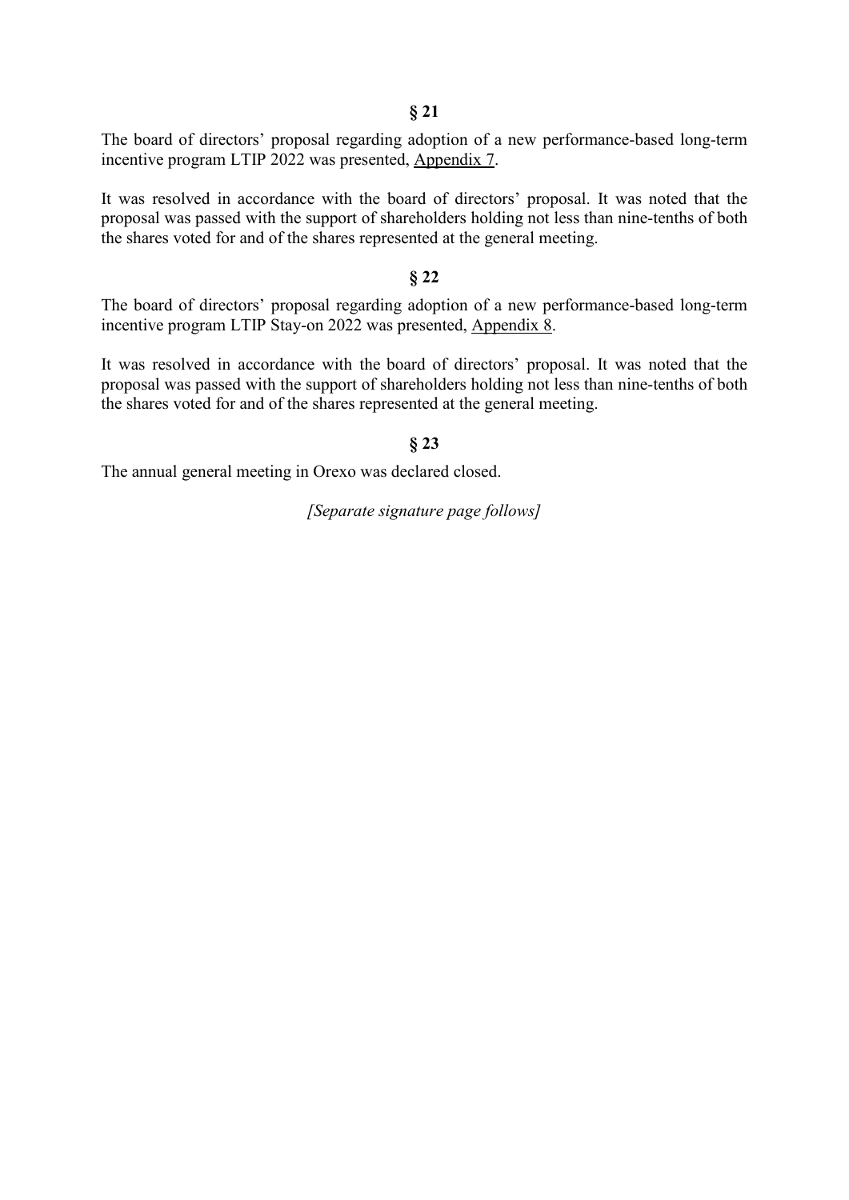**§ 21**

The board of directors' proposal regarding adoption of a new performance-based long-term incentive program LTIP 2022 was presented, Appendix 7.

It was resolved in accordance with the board of directors' proposal. It was noted that the proposal was passed with the support of shareholders holding not less than nine-tenths of both the shares voted for and of the shares represented at the general meeting.

**§ 22**

The board of directors' proposal regarding adoption of a new performance-based long-term incentive program LTIP Stay-on 2022 was presented, Appendix 8.

It was resolved in accordance with the board of directors' proposal. It was noted that the proposal was passed with the support of shareholders holding not less than nine-tenths of both the shares voted for and of the shares represented at the general meeting.

**§ 23**

The annual general meeting in Orexo was declared closed.

*[Separate signature page follows]*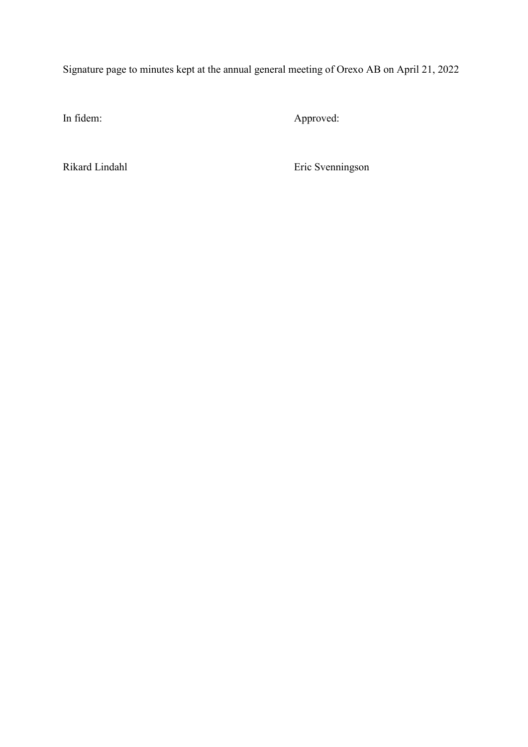Signature page to minutes kept at the annual general meeting of Orexo AB on April 21, 2022

| In fidem: | Approved: |
| --- | --- |
| Rikard Lindahl | Eric Svenningson |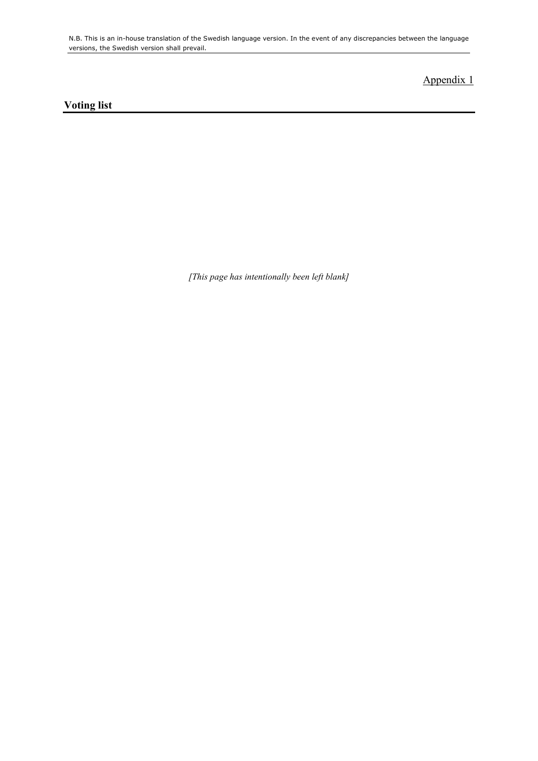Appendix 1

## Voting list

*[This page has intentionally been left blank]*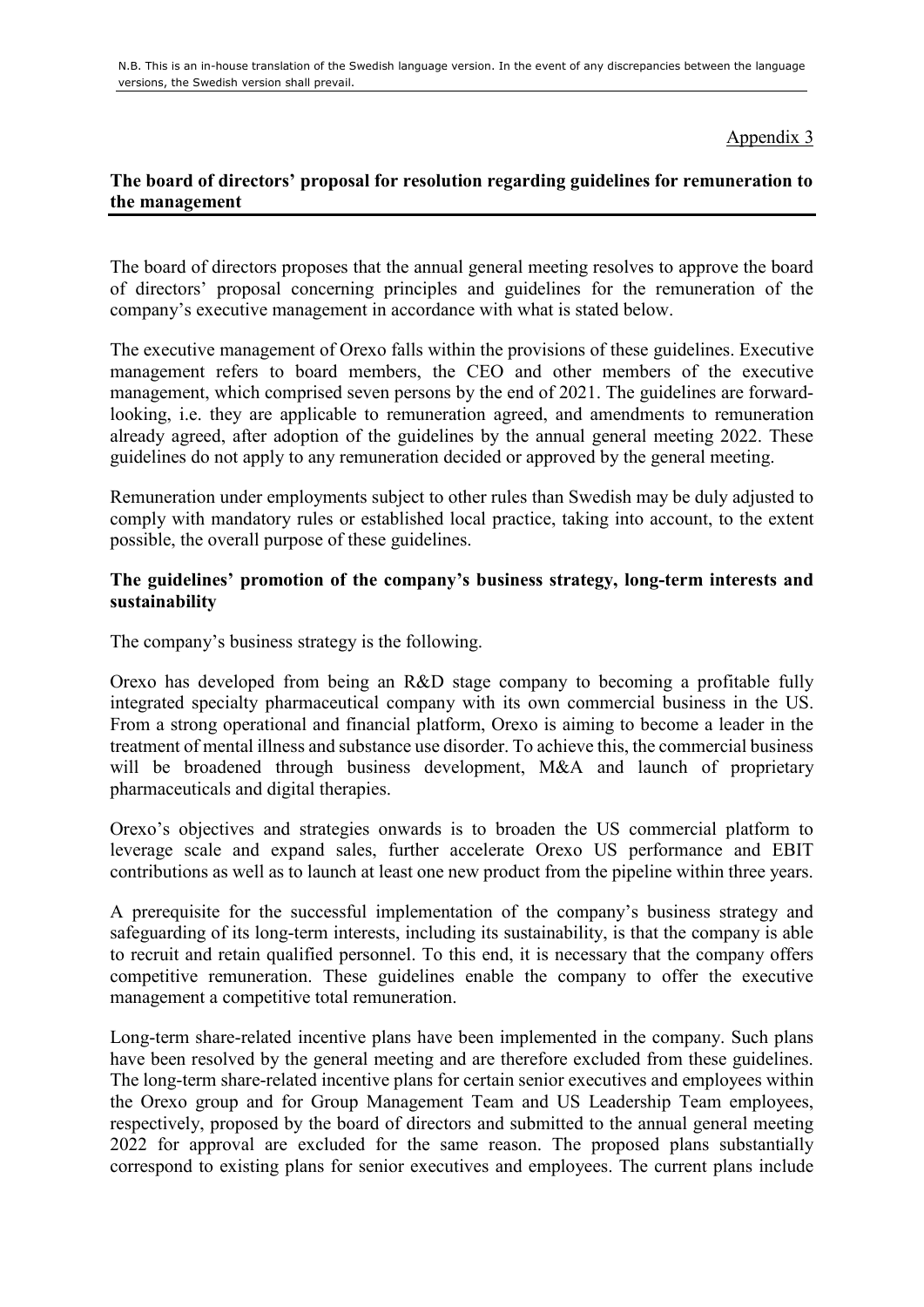N.B. This is an in-house translation of the Swedish language version. In the event of any discrepancies between the language versions, the Swedish version shall prevail.

Appendix 3

## The board of directors' proposal for resolution regarding guidelines for remuneration to the management

The board of directors proposes that the annual general meeting resolves to approve the board of directors' proposal concerning principles and guidelines for the remuneration of the company's executive management in accordance with what is stated below.

The executive management of Orexo falls within the provisions of these guidelines. Executive management refers to board members, the CEO and other members of the executive management, which comprised seven persons by the end of 2021. The guidelines are forward-looking, i.e. they are applicable to remuneration agreed, and amendments to remuneration already agreed, after adoption of the guidelines by the annual general meeting 2022. These guidelines do not apply to any remuneration decided or approved by the general meeting.

Remuneration under employments subject to other rules than Swedish may be duly adjusted to comply with mandatory rules or established local practice, taking into account, to the extent possible, the overall purpose of these guidelines.

### The guidelines' promotion of the company's business strategy, long-term interests and sustainability

The company's business strategy is the following.

Orexo has developed from being an R&D stage company to becoming a profitable fully integrated specialty pharmaceutical company with its own commercial business in the US. From a strong operational and financial platform, Orexo is aiming to become a leader in the treatment of mental illness and substance use disorder. To achieve this, the commercial business will be broadened through business development, M&A and launch of proprietary pharmaceuticals and digital therapies.

Orexo's objectives and strategies onwards is to broaden the US commercial platform to leverage scale and expand sales, further accelerate Orexo US performance and EBIT contributions as well as to launch at least one new product from the pipeline within three years.

A prerequisite for the successful implementation of the company's business strategy and safeguarding of its long-term interests, including its sustainability, is that the company is able to recruit and retain qualified personnel. To this end, it is necessary that the company offers competitive remuneration. These guidelines enable the company to offer the executive management a competitive total remuneration.

Long-term share-related incentive plans have been implemented in the company. Such plans have been resolved by the general meeting and are therefore excluded from these guidelines. The long-term share-related incentive plans for certain senior executives and employees within the Orexo group and for Group Management Team and US Leadership Team employees, respectively, proposed by the board of directors and submitted to the annual general meeting 2022 for approval are excluded for the same reason. The proposed plans substantially correspond to existing plans for senior executives and employees. The current plans include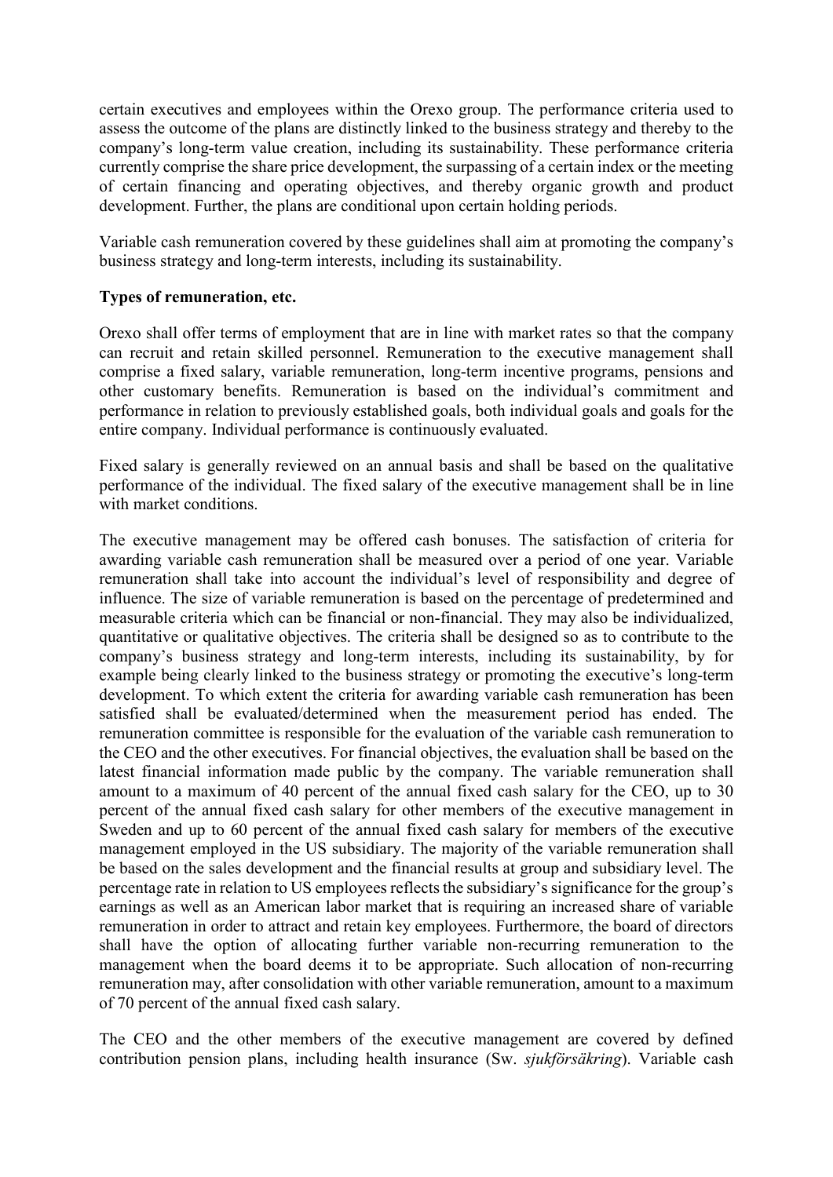certain executives and employees within the Orexo group. The performance criteria used to assess the outcome of the plans are distinctly linked to the business strategy and thereby to the company's long-term value creation, including its sustainability. These performance criteria currently comprise the share price development, the surpassing of a certain index or the meeting of certain financing and operating objectives, and thereby organic growth and product development. Further, the plans are conditional upon certain holding periods.

Variable cash remuneration covered by these guidelines shall aim at promoting the company's business strategy and long-term interests, including its sustainability.

**Types of remuneration, etc.**

Orexo shall offer terms of employment that are in line with market rates so that the company can recruit and retain skilled personnel. Remuneration to the executive management shall comprise a fixed salary, variable remuneration, long-term incentive programs, pensions and other customary benefits. Remuneration is based on the individual's commitment and performance in relation to previously established goals, both individual goals and goals for the entire company. Individual performance is continuously evaluated.

Fixed salary is generally reviewed on an annual basis and shall be based on the qualitative performance of the individual. The fixed salary of the executive management shall be in line with market conditions.

The executive management may be offered cash bonuses. The satisfaction of criteria for awarding variable cash remuneration shall be measured over a period of one year. Variable remuneration shall take into account the individual's level of responsibility and degree of influence. The size of variable remuneration is based on the percentage of predetermined and measurable criteria which can be financial or non-financial. They may also be individualized, quantitative or qualitative objectives. The criteria shall be designed so as to contribute to the company's business strategy and long-term interests, including its sustainability, by for example being clearly linked to the business strategy or promoting the executive's long-term development. To which extent the criteria for awarding variable cash remuneration has been satisfied shall be evaluated/determined when the measurement period has ended. The remuneration committee is responsible for the evaluation of the variable cash remuneration to the CEO and the other executives. For financial objectives, the evaluation shall be based on the latest financial information made public by the company. The variable remuneration shall amount to a maximum of 40 percent of the annual fixed cash salary for the CEO, up to 30 percent of the annual fixed cash salary for other members of the executive management in Sweden and up to 60 percent of the annual fixed cash salary for members of the executive management employed in the US subsidiary. The majority of the variable remuneration shall be based on the sales development and the financial results at group and subsidiary level. The percentage rate in relation to US employees reflects the subsidiary's significance for the group's earnings as well as an American labor market that is requiring an increased share of variable remuneration in order to attract and retain key employees. Furthermore, the board of directors shall have the option of allocating further variable non-recurring remuneration to the management when the board deems it to be appropriate. Such allocation of non-recurring remuneration may, after consolidation with other variable remuneration, amount to a maximum of 70 percent of the annual fixed cash salary.

The CEO and the other members of the executive management are covered by defined contribution pension plans, including health insurance (Sw. *sjukförsäkring*). Variable cash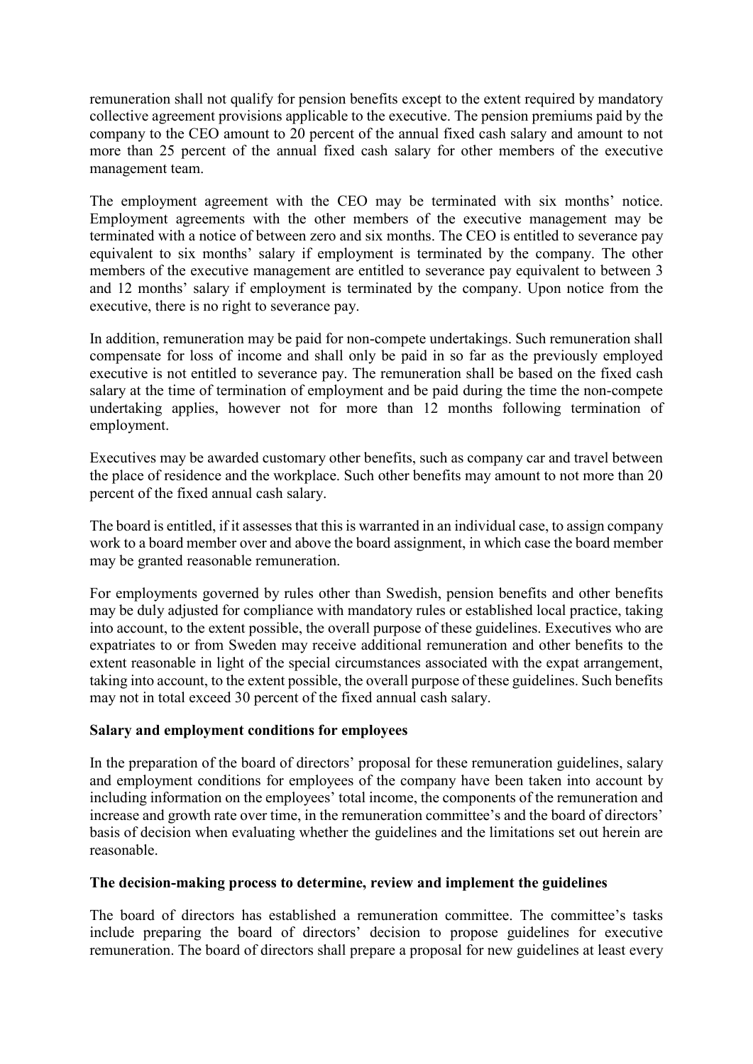remuneration shall not qualify for pension benefits except to the extent required by mandatory collective agreement provisions applicable to the executive. The pension premiums paid by the company to the CEO amount to 20 percent of the annual fixed cash salary and amount to not more than 25 percent of the annual fixed cash salary for other members of the executive management team.

The employment agreement with the CEO may be terminated with six months' notice. Employment agreements with the other members of the executive management may be terminated with a notice of between zero and six months. The CEO is entitled to severance pay equivalent to six months' salary if employment is terminated by the company. The other members of the executive management are entitled to severance pay equivalent to between 3 and 12 months' salary if employment is terminated by the company. Upon notice from the executive, there is no right to severance pay.

In addition, remuneration may be paid for non-compete undertakings. Such remuneration shall compensate for loss of income and shall only be paid in so far as the previously employed executive is not entitled to severance pay. The remuneration shall be based on the fixed cash salary at the time of termination of employment and be paid during the time the non-compete undertaking applies, however not for more than 12 months following termination of employment.

Executives may be awarded customary other benefits, such as company car and travel between the place of residence and the workplace. Such other benefits may amount to not more than 20 percent of the fixed annual cash salary.

The board is entitled, if it assesses that this is warranted in an individual case, to assign company work to a board member over and above the board assignment, in which case the board member may be granted reasonable remuneration.

For employments governed by rules other than Swedish, pension benefits and other benefits may be duly adjusted for compliance with mandatory rules or established local practice, taking into account, to the extent possible, the overall purpose of these guidelines. Executives who are expatriates to or from Sweden may receive additional remuneration and other benefits to the extent reasonable in light of the special circumstances associated with the expat arrangement, taking into account, to the extent possible, the overall purpose of these guidelines. Such benefits may not in total exceed 30 percent of the fixed annual cash salary.

**Salary and employment conditions for employees**

In the preparation of the board of directors' proposal for these remuneration guidelines, salary and employment conditions for employees of the company have been taken into account by including information on the employees' total income, the components of the remuneration and increase and growth rate over time, in the remuneration committee's and the board of directors' basis of decision when evaluating whether the guidelines and the limitations set out herein are reasonable.

**The decision-making process to determine, review and implement the guidelines**

The board of directors has established a remuneration committee. The committee's tasks include preparing the board of directors' decision to propose guidelines for executive remuneration. The board of directors shall prepare a proposal for new guidelines at least every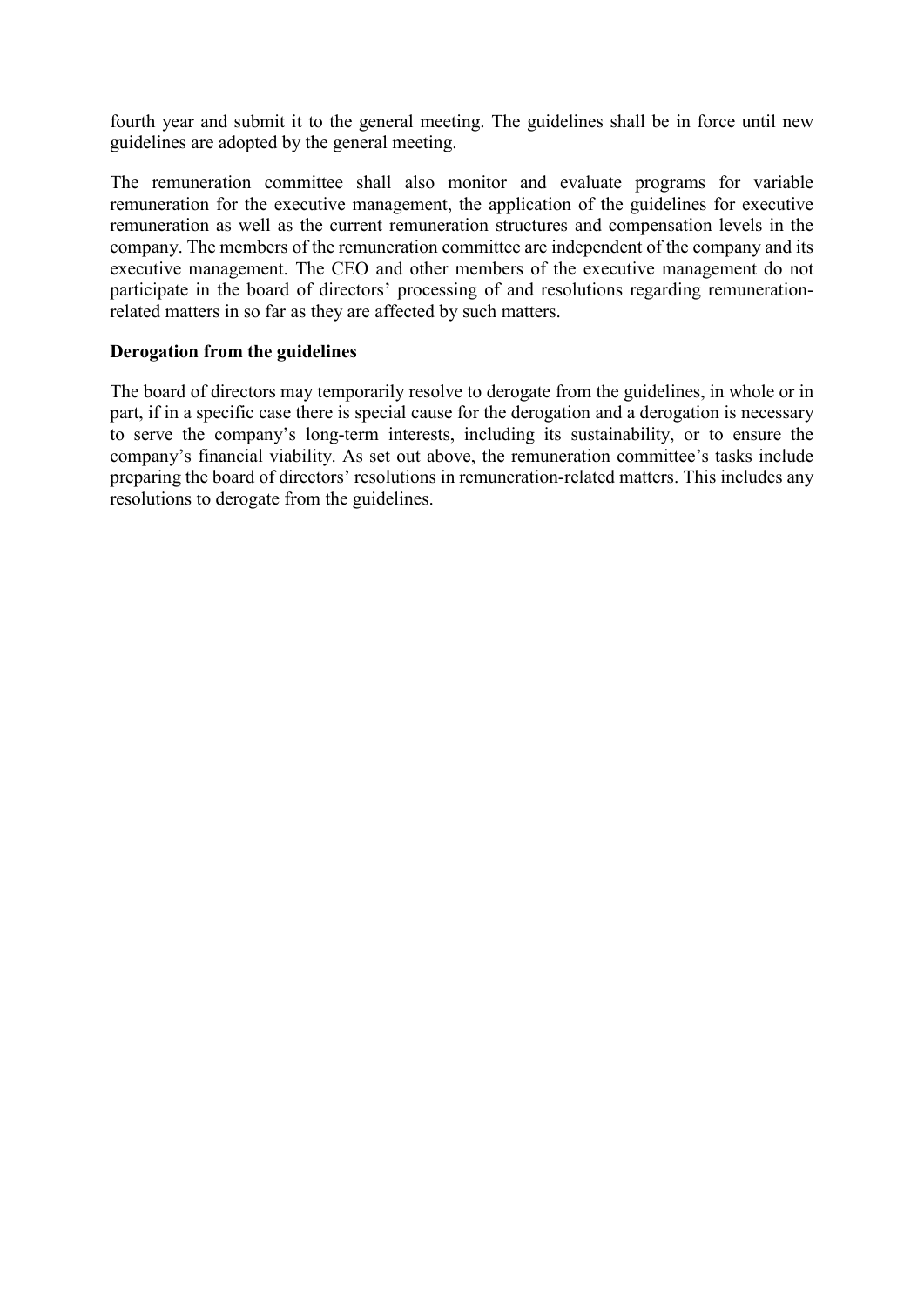fourth year and submit it to the general meeting. The guidelines shall be in force until new guidelines are adopted by the general meeting.

The remuneration committee shall also monitor and evaluate programs for variable remuneration for the executive management, the application of the guidelines for executive remuneration as well as the current remuneration structures and compensation levels in the company. The members of the remuneration committee are independent of the company and its executive management. The CEO and other members of the executive management do not participate in the board of directors' processing of and resolutions regarding remuneration-related matters in so far as they are affected by such matters.

**Derogation from the guidelines**

The board of directors may temporarily resolve to derogate from the guidelines, in whole or in part, if in a specific case there is special cause for the derogation and a derogation is necessary to serve the company's long-term interests, including its sustainability, or to ensure the company's financial viability. As set out above, the remuneration committee's tasks include preparing the board of directors' resolutions in remuneration-related matters. This includes any resolutions to derogate from the guidelines.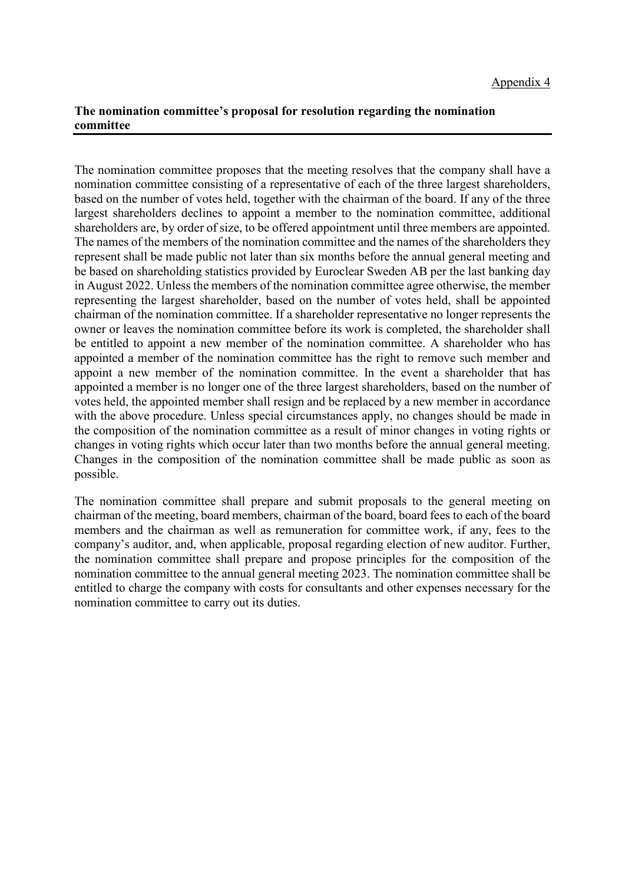Appendix 4

## The nomination committee's proposal for resolution regarding the nomination committee

The nomination committee proposes that the meeting resolves that the company shall have a nomination committee consisting of a representative of each of the three largest shareholders, based on the number of votes held, together with the chairman of the board. If any of the three largest shareholders declines to appoint a member to the nomination committee, additional shareholders are, by order of size, to be offered appointment until three members are appointed. The names of the members of the nomination committee and the names of the shareholders they represent shall be made public not later than six months before the annual general meeting and be based on shareholding statistics provided by Euroclear Sweden AB per the last banking day in August 2022. Unless the members of the nomination committee agree otherwise, the member representing the largest shareholder, based on the number of votes held, shall be appointed chairman of the nomination committee. If a shareholder representative no longer represents the owner or leaves the nomination committee before its work is completed, the shareholder shall be entitled to appoint a new member of the nomination committee. A shareholder who has appointed a member of the nomination committee has the right to remove such member and appoint a new member of the nomination committee. In the event a shareholder that has appointed a member is no longer one of the three largest shareholders, based on the number of votes held, the appointed member shall resign and be replaced by a new member in accordance with the above procedure. Unless special circumstances apply, no changes should be made in the composition of the nomination committee as a result of minor changes in voting rights or changes in voting rights which occur later than two months before the annual general meeting. Changes in the composition of the nomination committee shall be made public as soon as possible.

The nomination committee shall prepare and submit proposals to the general meeting on chairman of the meeting, board members, chairman of the board, board fees to each of the board members and the chairman as well as remuneration for committee work, if any, fees to the company's auditor, and, when applicable, proposal regarding election of new auditor. Further, the nomination committee shall prepare and propose principles for the composition of the nomination committee to the annual general meeting 2023. The nomination committee shall be entitled to charge the company with costs for consultants and other expenses necessary for the nomination committee to carry out its duties.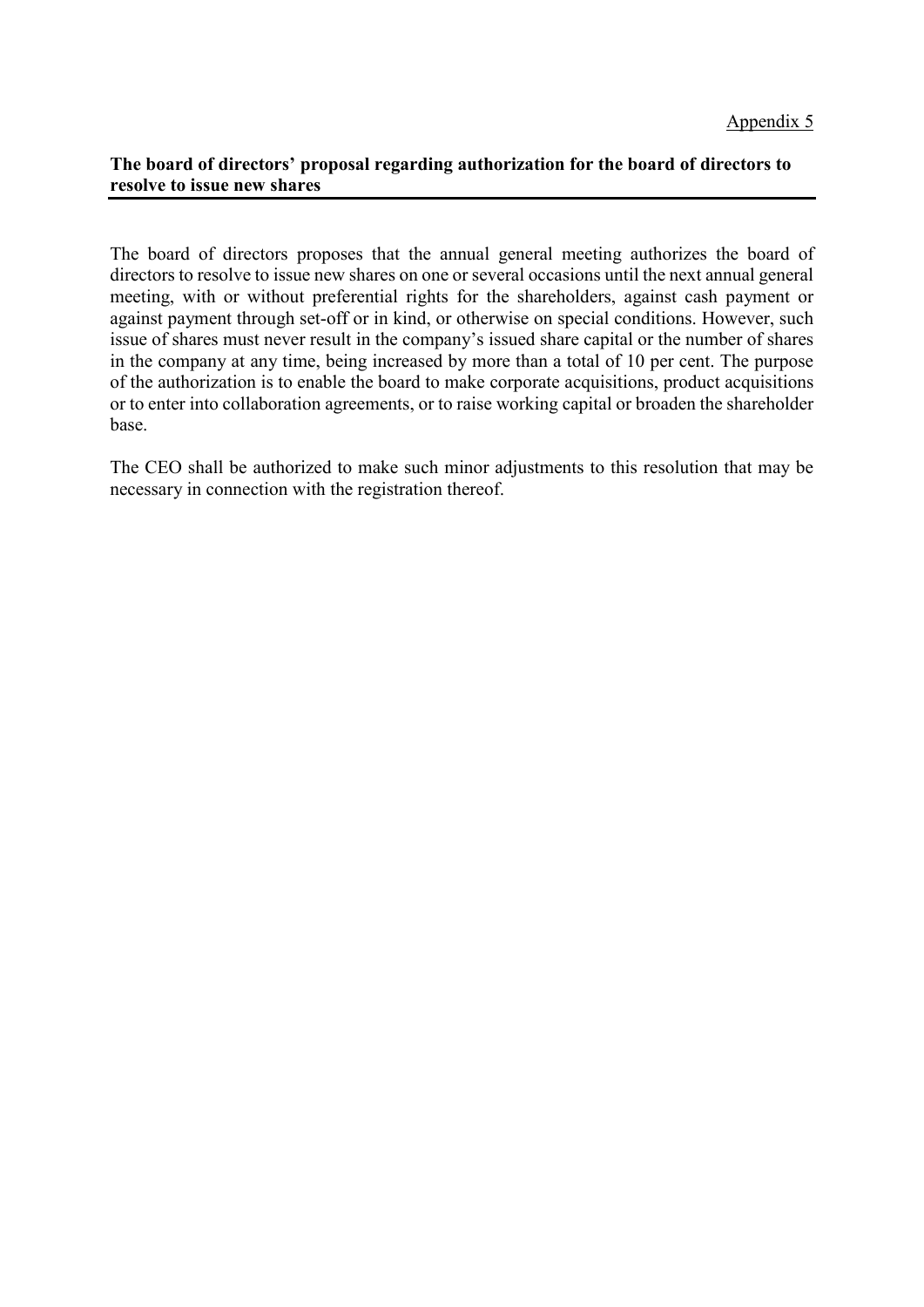Appendix 5

**The board of directors' proposal regarding authorization for the board of directors to resolve to issue new shares**

The board of directors proposes that the annual general meeting authorizes the board of directors to resolve to issue new shares on one or several occasions until the next annual general meeting, with or without preferential rights for the shareholders, against cash payment or against payment through set-off or in kind, or otherwise on special conditions. However, such issue of shares must never result in the company's issued share capital or the number of shares in the company at any time, being increased by more than a total of 10 per cent. The purpose of the authorization is to enable the board to make corporate acquisitions, product acquisitions or to enter into collaboration agreements, or to raise working capital or broaden the shareholder base.

The CEO shall be authorized to make such minor adjustments to this resolution that may be necessary in connection with the registration thereof.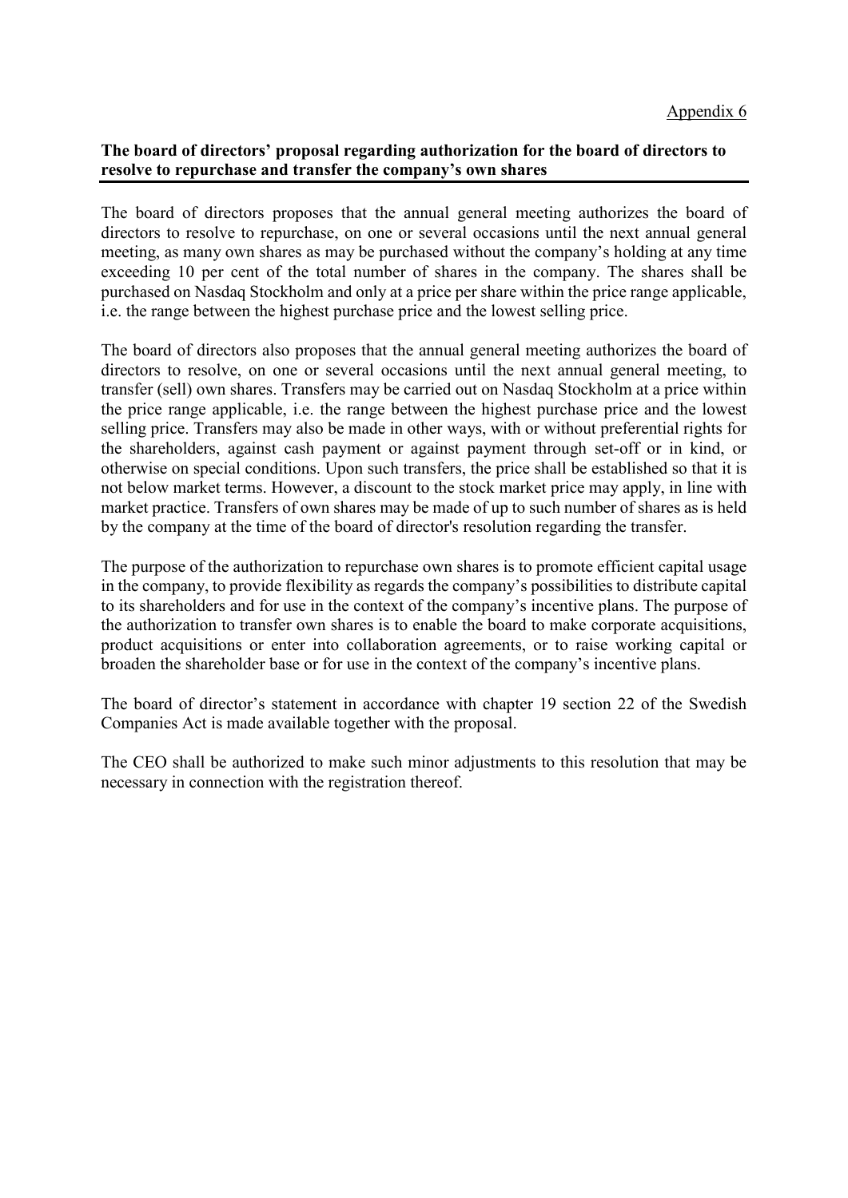Appendix 6

**The board of directors' proposal regarding authorization for the board of directors to resolve to repurchase and transfer the company's own shares**

The board of directors proposes that the annual general meeting authorizes the board of directors to resolve to repurchase, on one or several occasions until the next annual general meeting, as many own shares as may be purchased without the company's holding at any time exceeding 10 per cent of the total number of shares in the company. The shares shall be purchased on Nasdaq Stockholm and only at a price per share within the price range applicable, i.e. the range between the highest purchase price and the lowest selling price.

The board of directors also proposes that the annual general meeting authorizes the board of directors to resolve, on one or several occasions until the next annual general meeting, to transfer (sell) own shares. Transfers may be carried out on Nasdaq Stockholm at a price within the price range applicable, i.e. the range between the highest purchase price and the lowest selling price. Transfers may also be made in other ways, with or without preferential rights for the shareholders, against cash payment or against payment through set-off or in kind, or otherwise on special conditions. Upon such transfers, the price shall be established so that it is not below market terms. However, a discount to the stock market price may apply, in line with market practice. Transfers of own shares may be made of up to such number of shares as is held by the company at the time of the board of director's resolution regarding the transfer.

The purpose of the authorization to repurchase own shares is to promote efficient capital usage in the company, to provide flexibility as regards the company's possibilities to distribute capital to its shareholders and for use in the context of the company's incentive plans. The purpose of the authorization to transfer own shares is to enable the board to make corporate acquisitions, product acquisitions or enter into collaboration agreements, or to raise working capital or broaden the shareholder base or for use in the context of the company's incentive plans.

The board of director's statement in accordance with chapter 19 section 22 of the Swedish Companies Act is made available together with the proposal.

The CEO shall be authorized to make such minor adjustments to this resolution that may be necessary in connection with the registration thereof.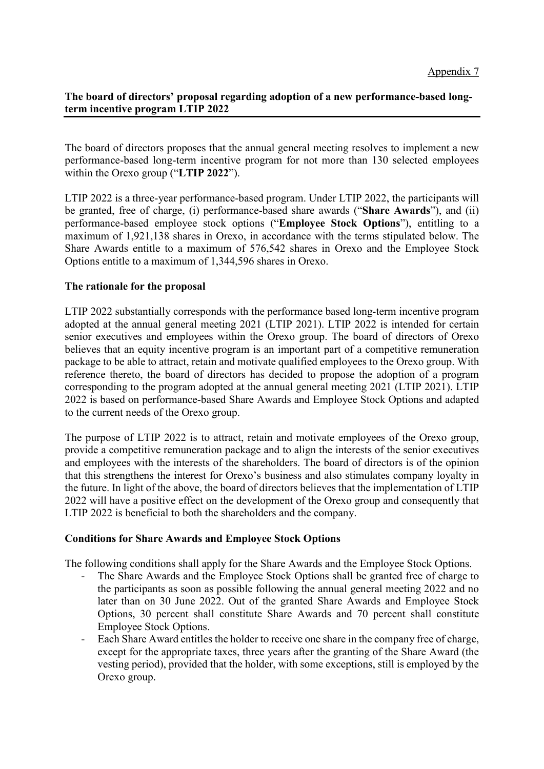Appendix 7

**The board of directors' proposal regarding adoption of a new performance-based long-term incentive program LTIP 2022**

The board of directors proposes that the annual general meeting resolves to implement a new performance-based long-term incentive program for not more than 130 selected employees within the Orexo group ("**LTIP 2022**").

LTIP 2022 is a three-year performance-based program. Under LTIP 2022, the participants will be granted, free of charge, (i) performance-based share awards ("**Share Awards**"), and (ii) performance-based employee stock options ("**Employee Stock Options**"), entitling to a maximum of 1,921,138 shares in Orexo, in accordance with the terms stipulated below. The Share Awards entitle to a maximum of 576,542 shares in Orexo and the Employee Stock Options entitle to a maximum of 1,344,596 shares in Orexo.

**The rationale for the proposal**

LTIP 2022 substantially corresponds with the performance based long-term incentive program adopted at the annual general meeting 2021 (LTIP 2021). LTIP 2022 is intended for certain senior executives and employees within the Orexo group. The board of directors of Orexo believes that an equity incentive program is an important part of a competitive remuneration package to be able to attract, retain and motivate qualified employees to the Orexo group. With reference thereto, the board of directors has decided to propose the adoption of a program corresponding to the program adopted at the annual general meeting 2021 (LTIP 2021). LTIP 2022 is based on performance-based Share Awards and Employee Stock Options and adapted to the current needs of the Orexo group.

The purpose of LTIP 2022 is to attract, retain and motivate employees of the Orexo group, provide a competitive remuneration package and to align the interests of the senior executives and employees with the interests of the shareholders. The board of directors is of the opinion that this strengthens the interest for Orexo's business and also stimulates company loyalty in the future. In light of the above, the board of directors believes that the implementation of LTIP 2022 will have a positive effect on the development of the Orexo group and consequently that LTIP 2022 is beneficial to both the shareholders and the company.

**Conditions for Share Awards and Employee Stock Options**

The following conditions shall apply for the Share Awards and the Employee Stock Options.

- The Share Awards and the Employee Stock Options shall be granted free of charge to the participants as soon as possible following the annual general meeting 2022 and no later than on 30 June 2022. Out of the granted Share Awards and Employee Stock Options, 30 percent shall constitute Share Awards and 70 percent shall constitute Employee Stock Options.
- Each Share Award entitles the holder to receive one share in the company free of charge, except for the appropriate taxes, three years after the granting of the Share Award (the vesting period), provided that the holder, with some exceptions, still is employed by the Orexo group.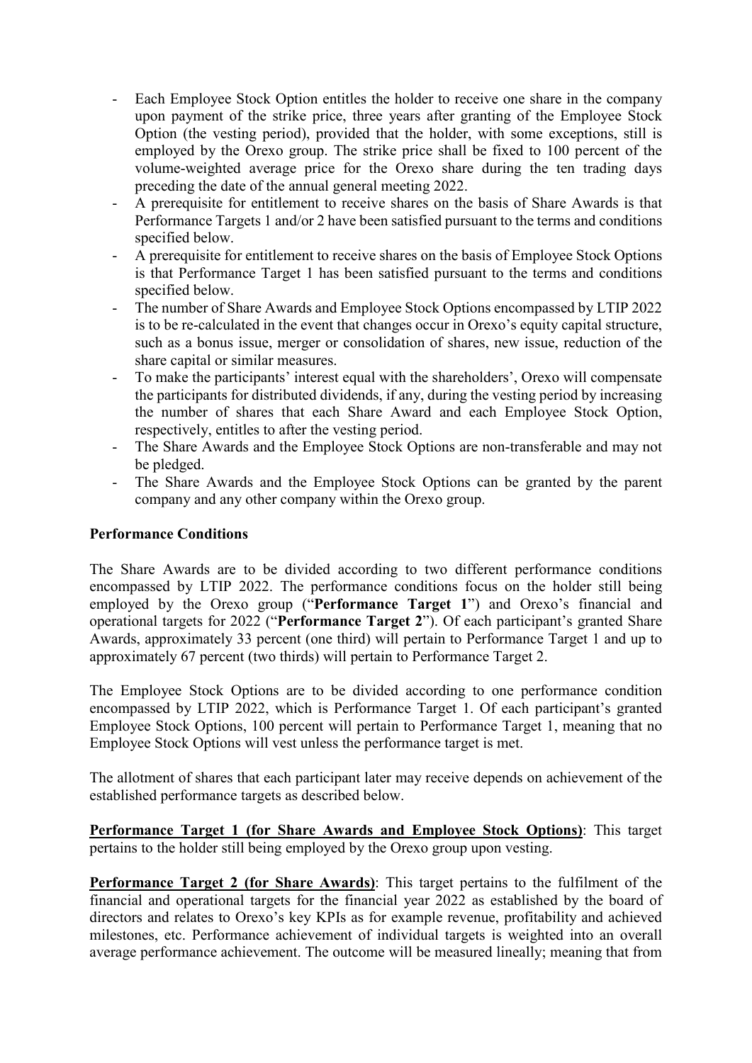- Each Employee Stock Option entitles the holder to receive one share in the company upon payment of the strike price, three years after granting of the Employee Stock Option (the vesting period), provided that the holder, with some exceptions, still is employed by the Orexo group. The strike price shall be fixed to 100 percent of the volume-weighted average price for the Orexo share during the ten trading days preceding the date of the annual general meeting 2022.
- A prerequisite for entitlement to receive shares on the basis of Share Awards is that Performance Targets 1 and/or 2 have been satisfied pursuant to the terms and conditions specified below.
- A prerequisite for entitlement to receive shares on the basis of Employee Stock Options is that Performance Target 1 has been satisfied pursuant to the terms and conditions specified below.
- The number of Share Awards and Employee Stock Options encompassed by LTIP 2022 is to be re-calculated in the event that changes occur in Orexo's equity capital structure, such as a bonus issue, merger or consolidation of shares, new issue, reduction of the share capital or similar measures.
- To make the participants' interest equal with the shareholders', Orexo will compensate the participants for distributed dividends, if any, during the vesting period by increasing the number of shares that each Share Award and each Employee Stock Option, respectively, entitles to after the vesting period.
- The Share Awards and the Employee Stock Options are non-transferable and may not be pledged.
- The Share Awards and the Employee Stock Options can be granted by the parent company and any other company within the Orexo group.

**Performance Conditions**

The Share Awards are to be divided according to two different performance conditions encompassed by LTIP 2022. The performance conditions focus on the holder still being employed by the Orexo group ("**Performance Target 1**") and Orexo's financial and operational targets for 2022 ("**Performance Target 2**"). Of each participant's granted Share Awards, approximately 33 percent (one third) will pertain to Performance Target 1 and up to approximately 67 percent (two thirds) will pertain to Performance Target 2.

The Employee Stock Options are to be divided according to one performance condition encompassed by LTIP 2022, which is Performance Target 1. Of each participant's granted Employee Stock Options, 100 percent will pertain to Performance Target 1, meaning that no Employee Stock Options will vest unless the performance target is met.

The allotment of shares that each participant later may receive depends on achievement of the established performance targets as described below.

**Performance Target 1 (for Share Awards and Employee Stock Options)**: This target pertains to the holder still being employed by the Orexo group upon vesting.

**Performance Target 2 (for Share Awards)**: This target pertains to the fulfilment of the financial and operational targets for the financial year 2022 as established by the board of directors and relates to Orexo's key KPIs as for example revenue, profitability and achieved milestones, etc. Performance achievement of individual targets is weighted into an overall average performance achievement. The outcome will be measured lineally; meaning that from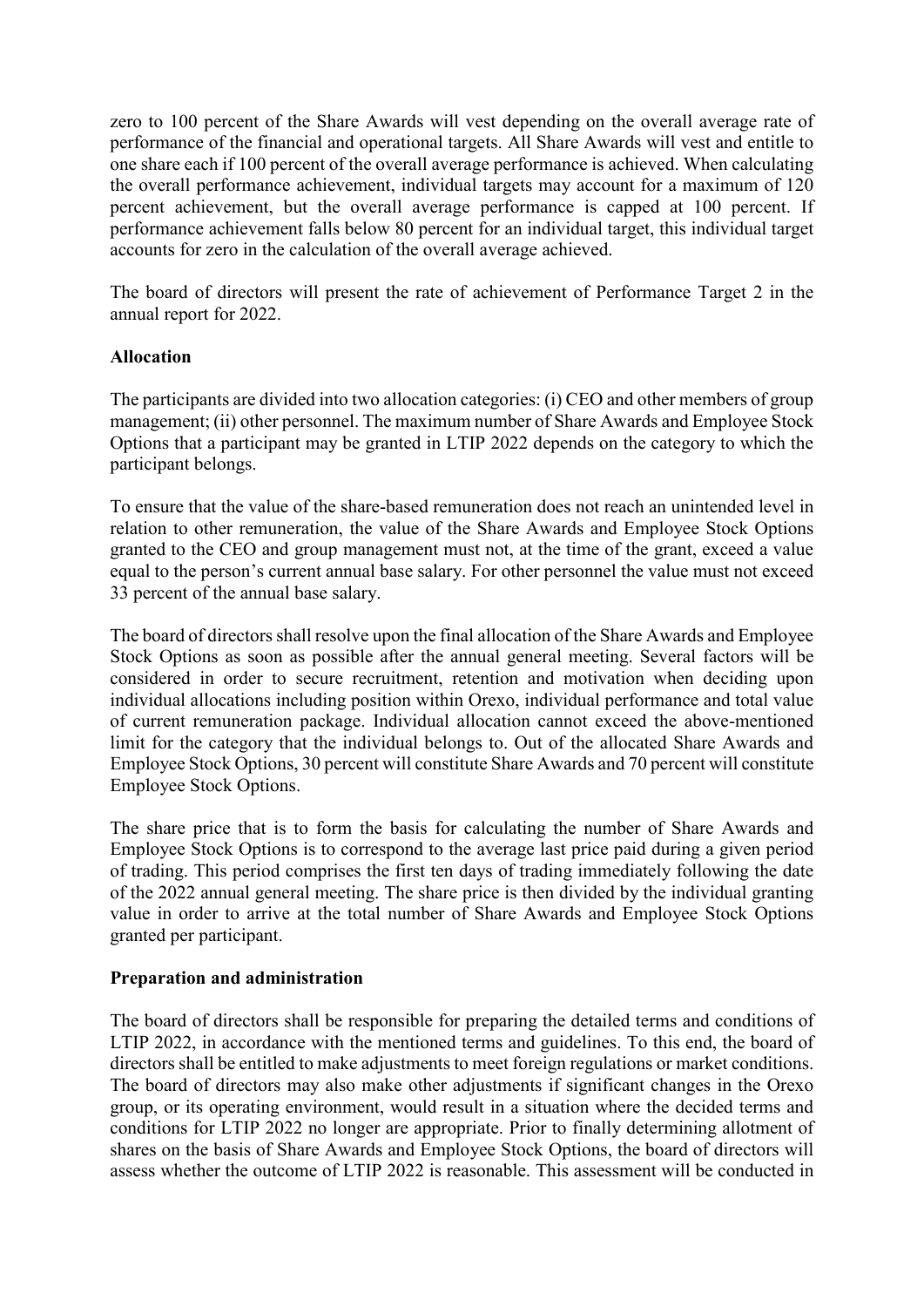zero to 100 percent of the Share Awards will vest depending on the overall average rate of performance of the financial and operational targets. All Share Awards will vest and entitle to one share each if 100 percent of the overall average performance is achieved. When calculating the overall performance achievement, individual targets may account for a maximum of 120 percent achievement, but the overall average performance is capped at 100 percent. If performance achievement falls below 80 percent for an individual target, this individual target accounts for zero in the calculation of the overall average achieved.

The board of directors will present the rate of achievement of Performance Target 2 in the annual report for 2022.

**Allocation**

The participants are divided into two allocation categories: (i) CEO and other members of group management; (ii) other personnel. The maximum number of Share Awards and Employee Stock Options that a participant may be granted in LTIP 2022 depends on the category to which the participant belongs.

To ensure that the value of the share-based remuneration does not reach an unintended level in relation to other remuneration, the value of the Share Awards and Employee Stock Options granted to the CEO and group management must not, at the time of the grant, exceed a value equal to the person's current annual base salary. For other personnel the value must not exceed 33 percent of the annual base salary.

The board of directors shall resolve upon the final allocation of the Share Awards and Employee Stock Options as soon as possible after the annual general meeting. Several factors will be considered in order to secure recruitment, retention and motivation when deciding upon individual allocations including position within Orexo, individual performance and total value of current remuneration package. Individual allocation cannot exceed the above-mentioned limit for the category that the individual belongs to. Out of the allocated Share Awards and Employee Stock Options, 30 percent will constitute Share Awards and 70 percent will constitute Employee Stock Options.

The share price that is to form the basis for calculating the number of Share Awards and Employee Stock Options is to correspond to the average last price paid during a given period of trading. This period comprises the first ten days of trading immediately following the date of the 2022 annual general meeting. The share price is then divided by the individual granting value in order to arrive at the total number of Share Awards and Employee Stock Options granted per participant.

**Preparation and administration**

The board of directors shall be responsible for preparing the detailed terms and conditions of LTIP 2022, in accordance with the mentioned terms and guidelines. To this end, the board of directors shall be entitled to make adjustments to meet foreign regulations or market conditions. The board of directors may also make other adjustments if significant changes in the Orexo group, or its operating environment, would result in a situation where the decided terms and conditions for LTIP 2022 no longer are appropriate. Prior to finally determining allotment of shares on the basis of Share Awards and Employee Stock Options, the board of directors will assess whether the outcome of LTIP 2022 is reasonable. This assessment will be conducted in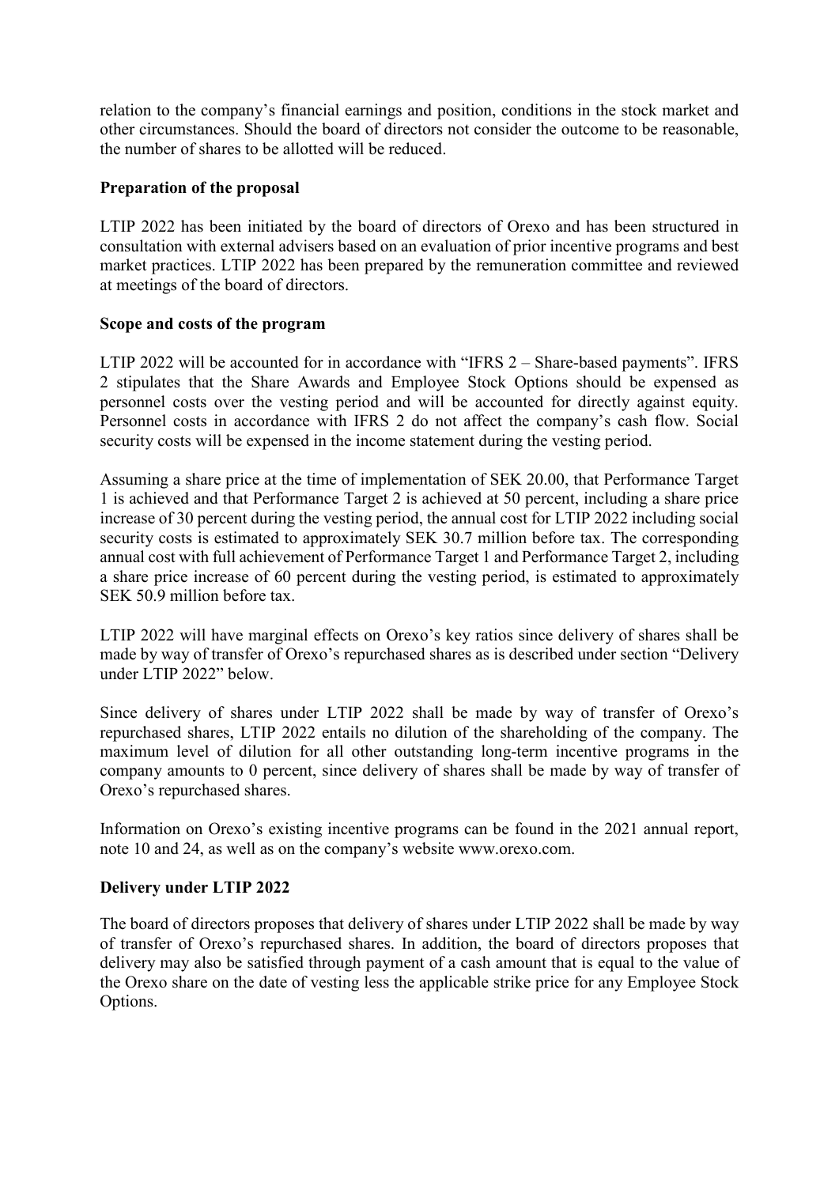relation to the company's financial earnings and position, conditions in the stock market and other circumstances. Should the board of directors not consider the outcome to be reasonable, the number of shares to be allotted will be reduced.

**Preparation of the proposal**

LTIP 2022 has been initiated by the board of directors of Orexo and has been structured in consultation with external advisers based on an evaluation of prior incentive programs and best market practices. LTIP 2022 has been prepared by the remuneration committee and reviewed at meetings of the board of directors.

**Scope and costs of the program**

LTIP 2022 will be accounted for in accordance with "IFRS 2 – Share-based payments". IFRS 2 stipulates that the Share Awards and Employee Stock Options should be expensed as personnel costs over the vesting period and will be accounted for directly against equity. Personnel costs in accordance with IFRS 2 do not affect the company's cash flow. Social security costs will be expensed in the income statement during the vesting period.

Assuming a share price at the time of implementation of SEK 20.00, that Performance Target 1 is achieved and that Performance Target 2 is achieved at 50 percent, including a share price increase of 30 percent during the vesting period, the annual cost for LTIP 2022 including social security costs is estimated to approximately SEK 30.7 million before tax. The corresponding annual cost with full achievement of Performance Target 1 and Performance Target 2, including a share price increase of 60 percent during the vesting period, is estimated to approximately SEK 50.9 million before tax.

LTIP 2022 will have marginal effects on Orexo's key ratios since delivery of shares shall be made by way of transfer of Orexo's repurchased shares as is described under section "Delivery under LTIP 2022" below.

Since delivery of shares under LTIP 2022 shall be made by way of transfer of Orexo's repurchased shares, LTIP 2022 entails no dilution of the shareholding of the company. The maximum level of dilution for all other outstanding long-term incentive programs in the company amounts to 0 percent, since delivery of shares shall be made by way of transfer of Orexo's repurchased shares.

Information on Orexo's existing incentive programs can be found in the 2021 annual report, note 10 and 24, as well as on the company's website www.orexo.com.

**Delivery under LTIP 2022**

The board of directors proposes that delivery of shares under LTIP 2022 shall be made by way of transfer of Orexo's repurchased shares. In addition, the board of directors proposes that delivery may also be satisfied through payment of a cash amount that is equal to the value of the Orexo share on the date of vesting less the applicable strike price for any Employee Stock Options.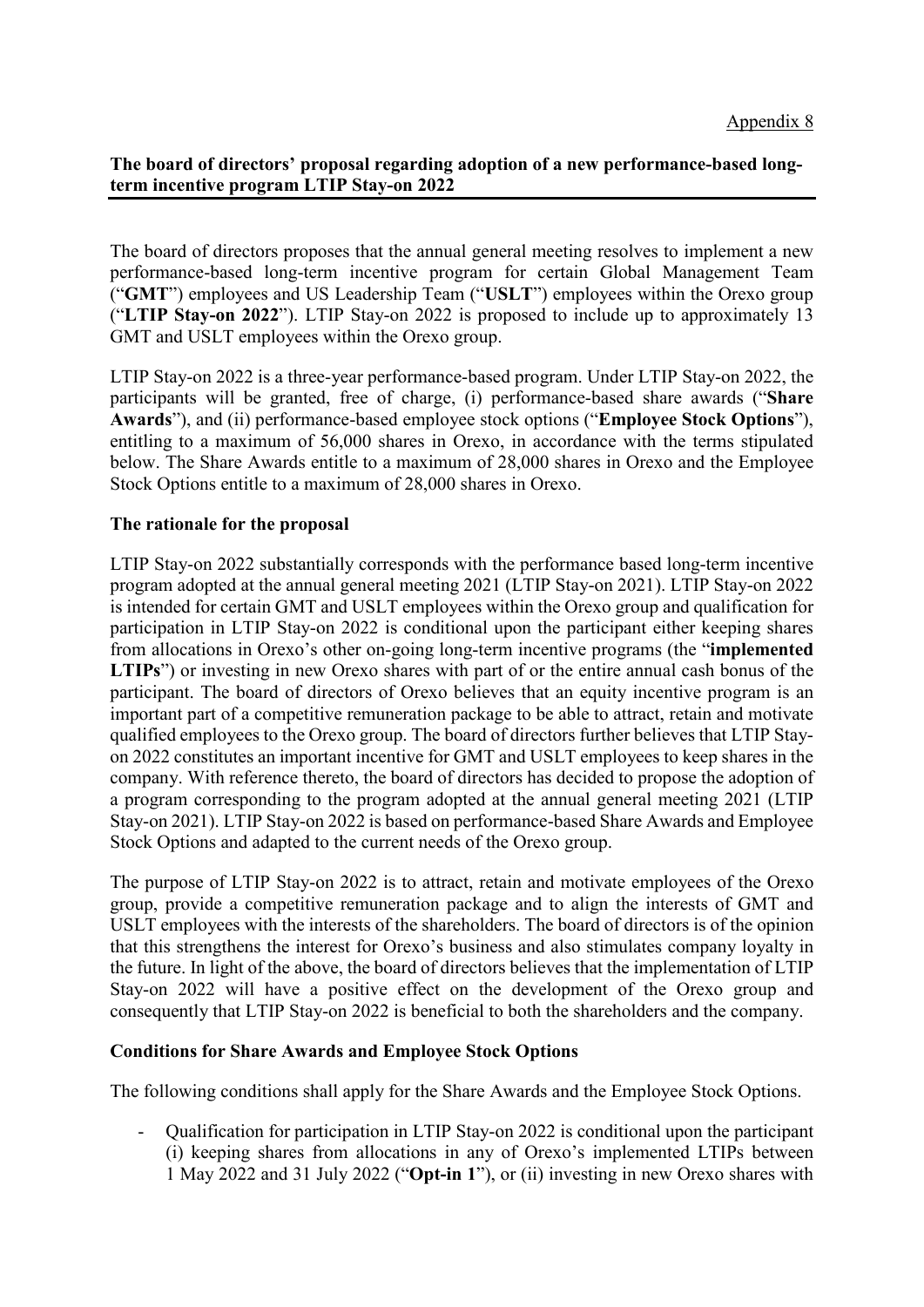Appendix 8

**The board of directors' proposal regarding adoption of a new performance-based long-term incentive program LTIP Stay-on 2022**

The board of directors proposes that the annual general meeting resolves to implement a new performance-based long-term incentive program for certain Global Management Team ("**GMT**") employees and US Leadership Team ("**USLT**") employees within the Orexo group ("**LTIP Stay-on 2022**"). LTIP Stay-on 2022 is proposed to include up to approximately 13 GMT and USLT employees within the Orexo group.

LTIP Stay-on 2022 is a three-year performance-based program. Under LTIP Stay-on 2022, the participants will be granted, free of charge, (i) performance-based share awards ("**Share Awards**"), and (ii) performance-based employee stock options ("**Employee Stock Options**"), entitling to a maximum of 56,000 shares in Orexo, in accordance with the terms stipulated below. The Share Awards entitle to a maximum of 28,000 shares in Orexo and the Employee Stock Options entitle to a maximum of 28,000 shares in Orexo.

**The rationale for the proposal**

LTIP Stay-on 2022 substantially corresponds with the performance based long-term incentive program adopted at the annual general meeting 2021 (LTIP Stay-on 2021). LTIP Stay-on 2022 is intended for certain GMT and USLT employees within the Orexo group and qualification for participation in LTIP Stay-on 2022 is conditional upon the participant either keeping shares from allocations in Orexo's other on-going long-term incentive programs (the "**implemented LTIPs**") or investing in new Orexo shares with part of or the entire annual cash bonus of the participant. The board of directors of Orexo believes that an equity incentive program is an important part of a competitive remuneration package to be able to attract, retain and motivate qualified employees to the Orexo group. The board of directors further believes that LTIP Stay-on 2022 constitutes an important incentive for GMT and USLT employees to keep shares in the company. With reference thereto, the board of directors has decided to propose the adoption of a program corresponding to the program adopted at the annual general meeting 2021 (LTIP Stay-on 2021). LTIP Stay-on 2022 is based on performance-based Share Awards and Employee Stock Options and adapted to the current needs of the Orexo group.

The purpose of LTIP Stay-on 2022 is to attract, retain and motivate employees of the Orexo group, provide a competitive remuneration package and to align the interests of GMT and USLT employees with the interests of the shareholders. The board of directors is of the opinion that this strengthens the interest for Orexo's business and also stimulates company loyalty in the future. In light of the above, the board of directors believes that the implementation of LTIP Stay-on 2022 will have a positive effect on the development of the Orexo group and consequently that LTIP Stay-on 2022 is beneficial to both the shareholders and the company.

**Conditions for Share Awards and Employee Stock Options**

The following conditions shall apply for the Share Awards and the Employee Stock Options.

- Qualification for participation in LTIP Stay-on 2022 is conditional upon the participant (i) keeping shares from allocations in any of Orexo's implemented LTIPs between 1 May 2022 and 31 July 2022 ("**Opt-in 1**"), or (ii) investing in new Orexo shares with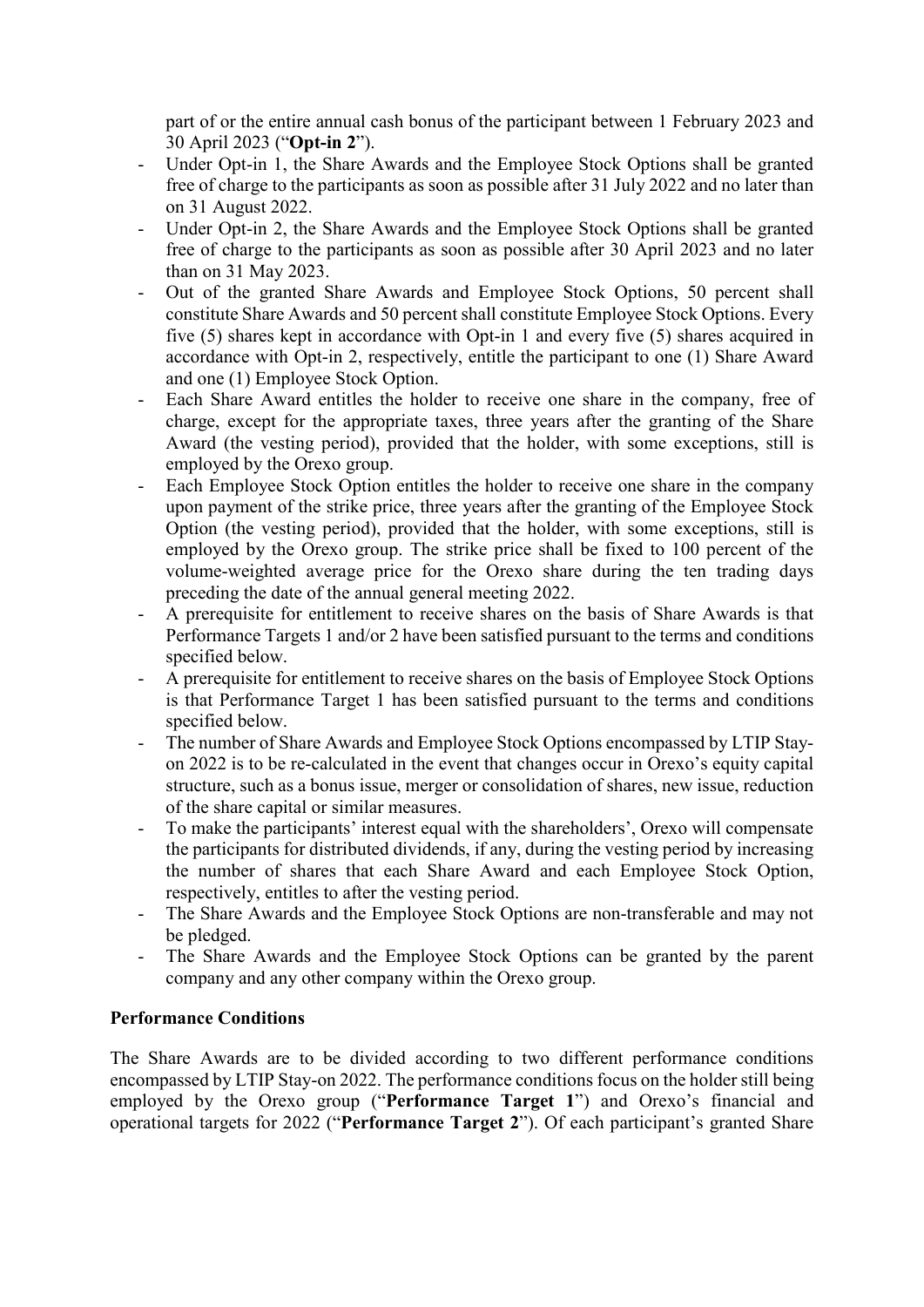part of or the entire annual cash bonus of the participant between 1 February 2023 and 30 April 2023 ("**Opt-in 2**").

- Under Opt-in 1, the Share Awards and the Employee Stock Options shall be granted free of charge to the participants as soon as possible after 31 July 2022 and no later than on 31 August 2022.
- Under Opt-in 2, the Share Awards and the Employee Stock Options shall be granted free of charge to the participants as soon as possible after 30 April 2023 and no later than on 31 May 2023.
- Out of the granted Share Awards and Employee Stock Options, 50 percent shall constitute Share Awards and 50 percent shall constitute Employee Stock Options. Every five (5) shares kept in accordance with Opt-in 1 and every five (5) shares acquired in accordance with Opt-in 2, respectively, entitle the participant to one (1) Share Award and one (1) Employee Stock Option.
- Each Share Award entitles the holder to receive one share in the company, free of charge, except for the appropriate taxes, three years after the granting of the Share Award (the vesting period), provided that the holder, with some exceptions, still is employed by the Orexo group.
- Each Employee Stock Option entitles the holder to receive one share in the company upon payment of the strike price, three years after the granting of the Employee Stock Option (the vesting period), provided that the holder, with some exceptions, still is employed by the Orexo group. The strike price shall be fixed to 100 percent of the volume-weighted average price for the Orexo share during the ten trading days preceding the date of the annual general meeting 2022.
- A prerequisite for entitlement to receive shares on the basis of Share Awards is that Performance Targets 1 and/or 2 have been satisfied pursuant to the terms and conditions specified below.
- A prerequisite for entitlement to receive shares on the basis of Employee Stock Options is that Performance Target 1 has been satisfied pursuant to the terms and conditions specified below.
- The number of Share Awards and Employee Stock Options encompassed by LTIP Stay-on 2022 is to be re-calculated in the event that changes occur in Orexo's equity capital structure, such as a bonus issue, merger or consolidation of shares, new issue, reduction of the share capital or similar measures.
- To make the participants' interest equal with the shareholders', Orexo will compensate the participants for distributed dividends, if any, during the vesting period by increasing the number of shares that each Share Award and each Employee Stock Option, respectively, entitles to after the vesting period.
- The Share Awards and the Employee Stock Options are non-transferable and may not be pledged.
- The Share Awards and the Employee Stock Options can be granted by the parent company and any other company within the Orexo group.

**Performance Conditions**

The Share Awards are to be divided according to two different performance conditions encompassed by LTIP Stay-on 2022. The performance conditions focus on the holder still being employed by the Orexo group ("**Performance Target 1**") and Orexo's financial and operational targets for 2022 ("**Performance Target 2**"). Of each participant's granted Share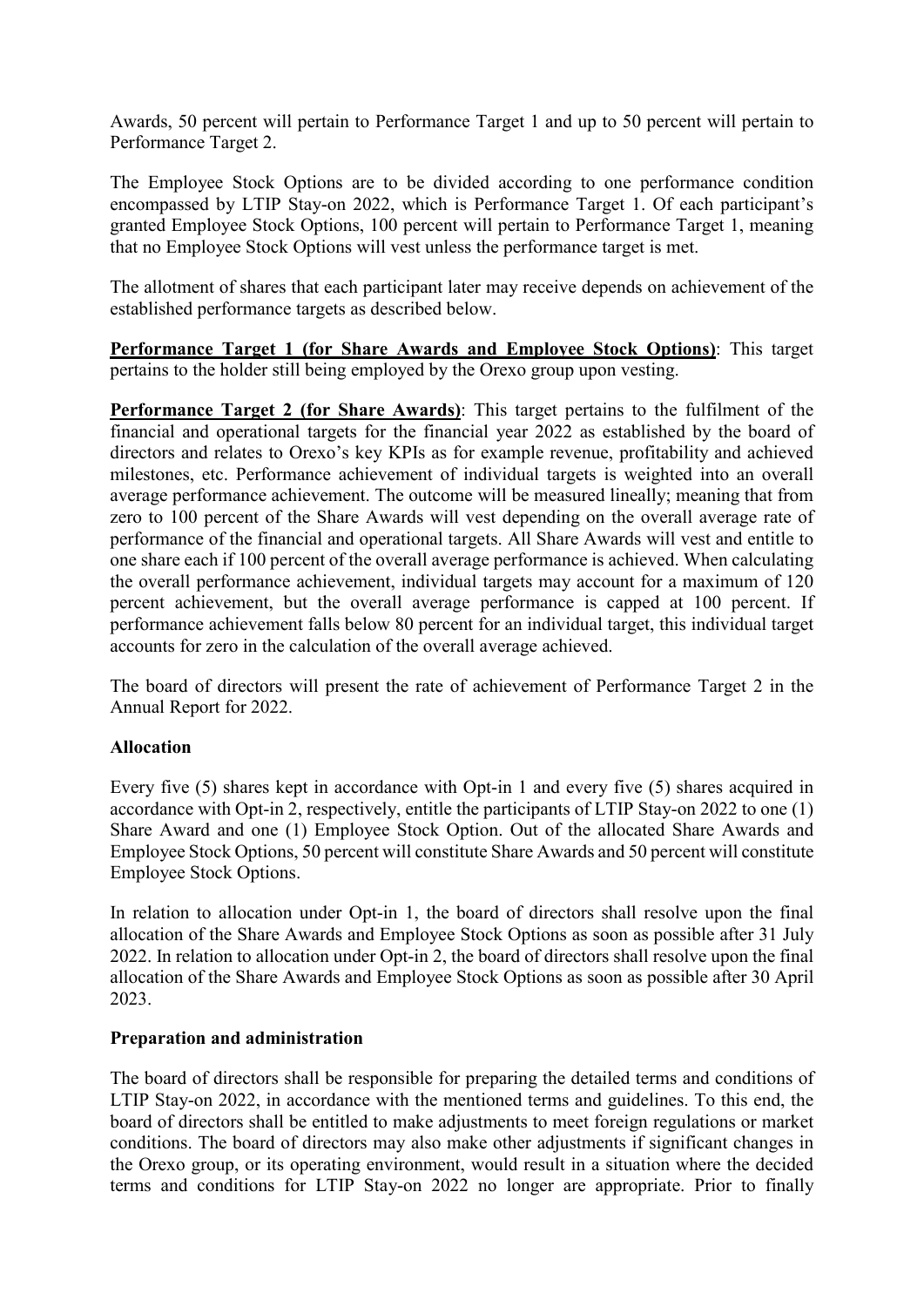Awards, 50 percent will pertain to Performance Target 1 and up to 50 percent will pertain to Performance Target 2.

The Employee Stock Options are to be divided according to one performance condition encompassed by LTIP Stay-on 2022, which is Performance Target 1. Of each participant's granted Employee Stock Options, 100 percent will pertain to Performance Target 1, meaning that no Employee Stock Options will vest unless the performance target is met.

The allotment of shares that each participant later may receive depends on achievement of the established performance targets as described below.

**Performance Target 1 (for Share Awards and Employee Stock Options)**: This target pertains to the holder still being employed by the Orexo group upon vesting.

**Performance Target 2 (for Share Awards)**: This target pertains to the fulfilment of the financial and operational targets for the financial year 2022 as established by the board of directors and relates to Orexo's key KPIs as for example revenue, profitability and achieved milestones, etc. Performance achievement of individual targets is weighted into an overall average performance achievement. The outcome will be measured lineally; meaning that from zero to 100 percent of the Share Awards will vest depending on the overall average rate of performance of the financial and operational targets. All Share Awards will vest and entitle to one share each if 100 percent of the overall average performance is achieved. When calculating the overall performance achievement, individual targets may account for a maximum of 120 percent achievement, but the overall average performance is capped at 100 percent. If performance achievement falls below 80 percent for an individual target, this individual target accounts for zero in the calculation of the overall average achieved.

The board of directors will present the rate of achievement of Performance Target 2 in the Annual Report for 2022.

**Allocation**

Every five (5) shares kept in accordance with Opt-in 1 and every five (5) shares acquired in accordance with Opt-in 2, respectively, entitle the participants of LTIP Stay-on 2022 to one (1) Share Award and one (1) Employee Stock Option. Out of the allocated Share Awards and Employee Stock Options, 50 percent will constitute Share Awards and 50 percent will constitute Employee Stock Options.

In relation to allocation under Opt-in 1, the board of directors shall resolve upon the final allocation of the Share Awards and Employee Stock Options as soon as possible after 31 July 2022. In relation to allocation under Opt-in 2, the board of directors shall resolve upon the final allocation of the Share Awards and Employee Stock Options as soon as possible after 30 April 2023.

**Preparation and administration**

The board of directors shall be responsible for preparing the detailed terms and conditions of LTIP Stay-on 2022, in accordance with the mentioned terms and guidelines. To this end, the board of directors shall be entitled to make adjustments to meet foreign regulations or market conditions. The board of directors may also make other adjustments if significant changes in the Orexo group, or its operating environment, would result in a situation where the decided terms and conditions for LTIP Stay-on 2022 no longer are appropriate. Prior to finally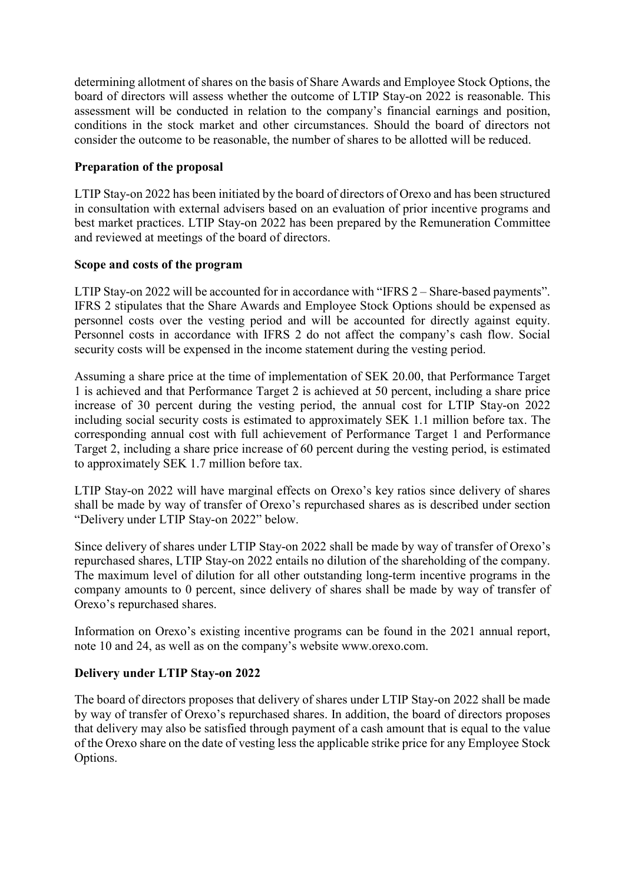determining allotment of shares on the basis of Share Awards and Employee Stock Options, the board of directors will assess whether the outcome of LTIP Stay-on 2022 is reasonable. This assessment will be conducted in relation to the company's financial earnings and position, conditions in the stock market and other circumstances. Should the board of directors not consider the outcome to be reasonable, the number of shares to be allotted will be reduced.

**Preparation of the proposal**

LTIP Stay-on 2022 has been initiated by the board of directors of Orexo and has been structured in consultation with external advisers based on an evaluation of prior incentive programs and best market practices. LTIP Stay-on 2022 has been prepared by the Remuneration Committee and reviewed at meetings of the board of directors.

**Scope and costs of the program**

LTIP Stay-on 2022 will be accounted for in accordance with "IFRS 2 – Share-based payments". IFRS 2 stipulates that the Share Awards and Employee Stock Options should be expensed as personnel costs over the vesting period and will be accounted for directly against equity. Personnel costs in accordance with IFRS 2 do not affect the company's cash flow. Social security costs will be expensed in the income statement during the vesting period.

Assuming a share price at the time of implementation of SEK 20.00, that Performance Target 1 is achieved and that Performance Target 2 is achieved at 50 percent, including a share price increase of 30 percent during the vesting period, the annual cost for LTIP Stay-on 2022 including social security costs is estimated to approximately SEK 1.1 million before tax. The corresponding annual cost with full achievement of Performance Target 1 and Performance Target 2, including a share price increase of 60 percent during the vesting period, is estimated to approximately SEK 1.7 million before tax.

LTIP Stay-on 2022 will have marginal effects on Orexo's key ratios since delivery of shares shall be made by way of transfer of Orexo's repurchased shares as is described under section "Delivery under LTIP Stay-on 2022" below.

Since delivery of shares under LTIP Stay-on 2022 shall be made by way of transfer of Orexo's repurchased shares, LTIP Stay-on 2022 entails no dilution of the shareholding of the company. The maximum level of dilution for all other outstanding long-term incentive programs in the company amounts to 0 percent, since delivery of shares shall be made by way of transfer of Orexo's repurchased shares.

Information on Orexo's existing incentive programs can be found in the 2021 annual report, note 10 and 24, as well as on the company's website www.orexo.com.

**Delivery under LTIP Stay-on 2022**

The board of directors proposes that delivery of shares under LTIP Stay-on 2022 shall be made by way of transfer of Orexo's repurchased shares. In addition, the board of directors proposes that delivery may also be satisfied through payment of a cash amount that is equal to the value of the Orexo share on the date of vesting less the applicable strike price for any Employee Stock Options.